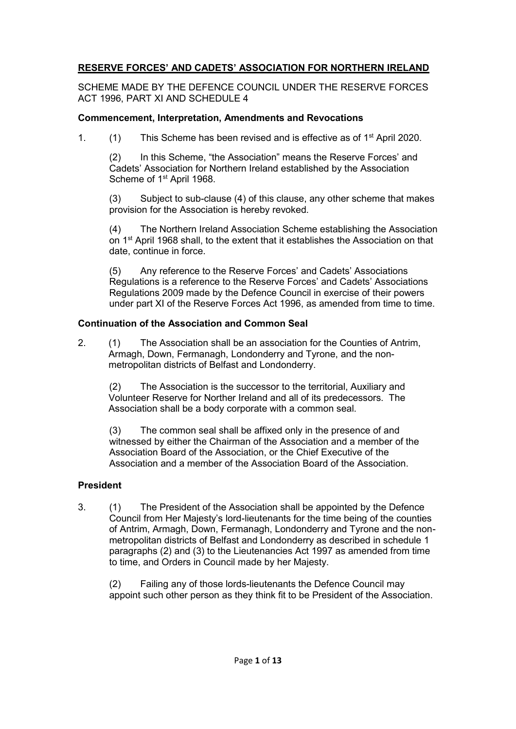**RESERVE FORCES' AND CADETS' ASSOCIATION FOR NORTHERN IRELAND**

SCHEME MADE BY THE DEFENCE COUNCIL UNDER THE RESERVE FORCES ACT 1996, PART XI AND SCHEDULE 4

**Commencement, Interpretation, Amendments and Revocations**

1. (1) This Scheme has been revised and is effective as of 1st April 2020.

   (2) In this Scheme, "the Association" means the Reserve Forces' and Cadets' Association for Northern Ireland established by the Association Scheme of 1st April 1968.

   (3) Subject to sub-clause (4) of this clause, any other scheme that makes provision for the Association is hereby revoked.

   (4) The Northern Ireland Association Scheme establishing the Association on 1st April 1968 shall, to the extent that it establishes the Association on that date, continue in force.

   (5) Any reference to the Reserve Forces' and Cadets' Associations Regulations is a reference to the Reserve Forces' and Cadets' Associations Regulations 2009 made by the Defence Council in exercise of their powers under part XI of the Reserve Forces Act 1996, as amended from time to time.

**Continuation of the Association and Common Seal**

2. (1) The Association shall be an association for the Counties of Antrim, Armagh, Down, Fermanagh, Londonderry and Tyrone, and the non-metropolitan districts of Belfast and Londonderry.

   (2) The Association is the successor to the territorial, Auxiliary and Volunteer Reserve for Norther Ireland and all of its predecessors. The Association shall be a body corporate with a common seal.

   (3) The common seal shall be affixed only in the presence of and witnessed by either the Chairman of the Association and a member of the Association Board of the Association, or the Chief Executive of the Association and a member of the Association Board of the Association.

**President**

3. (1) The President of the Association shall be appointed by the Defence Council from Her Majesty's lord-lieutenants for the time being of the counties of Antrim, Armagh, Down, Fermanagh, Londonderry and Tyrone and the non-metropolitan districts of Belfast and Londonderry as described in schedule 1 paragraphs (2) and (3) to the Lieutenancies Act 1997 as amended from time to time, and Orders in Council made by her Majesty.

   (2) Failing any of those lords-lieutenants the Defence Council may appoint such other person as they think fit to be President of the Association.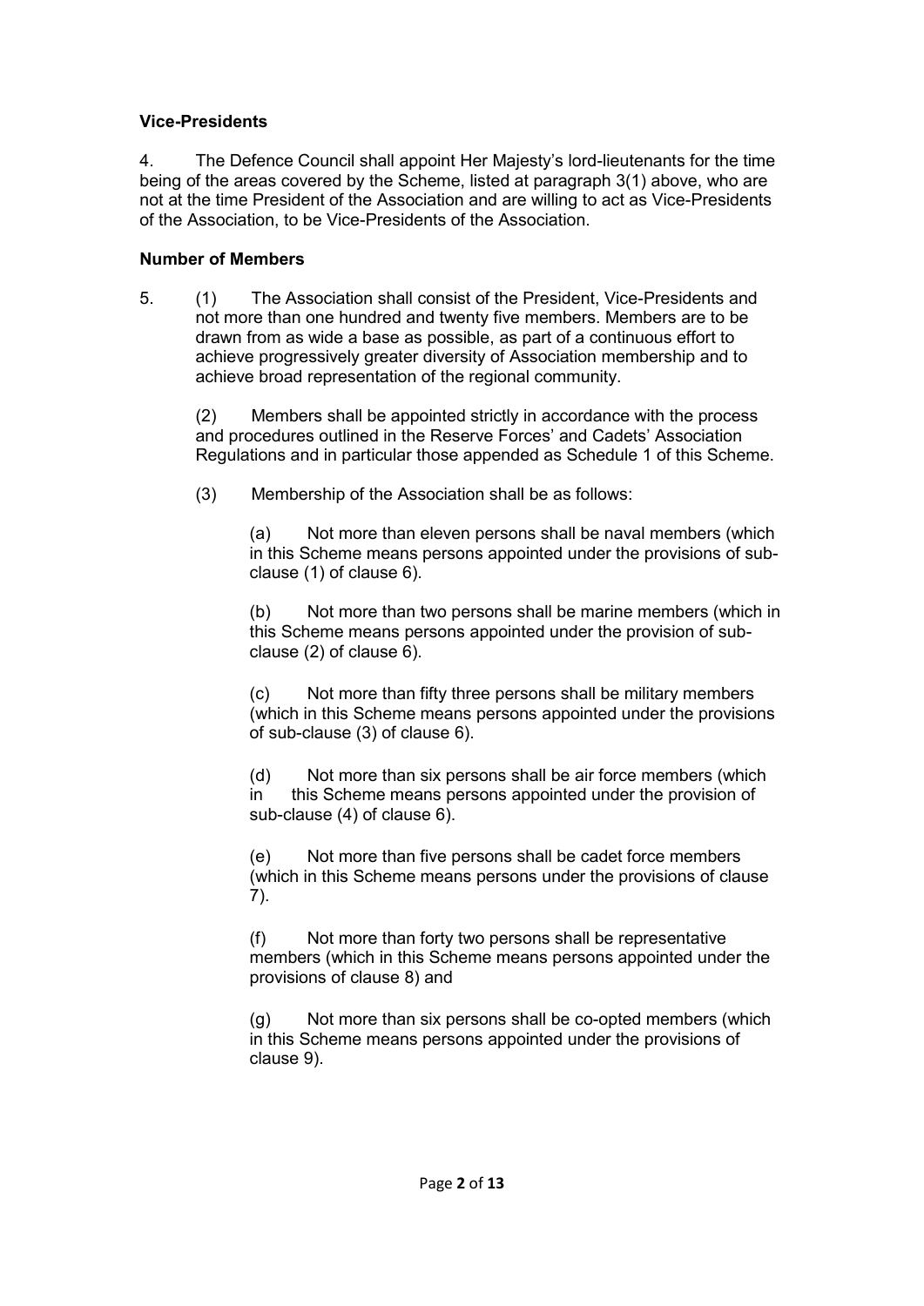**Vice-Presidents**

4. The Defence Council shall appoint Her Majesty's lord-lieutenants for the time being of the areas covered by the Scheme, listed at paragraph 3(1) above, who are not at the time President of the Association and are willing to act as Vice-Presidents of the Association, to be Vice-Presidents of the Association.

**Number of Members**

5. (1) The Association shall consist of the President, Vice-Presidents and not more than one hundred and twenty five members. Members are to be drawn from as wide a base as possible, as part of a continuous effort to achieve progressively greater diversity of Association membership and to achieve broad representation of the regional community.

(2) Members shall be appointed strictly in accordance with the process and procedures outlined in the Reserve Forces' and Cadets' Association Regulations and in particular those appended as Schedule 1 of this Scheme.

(3) Membership of the Association shall be as follows:

(a) Not more than eleven persons shall be naval members (which in this Scheme means persons appointed under the provisions of sub-clause (1) of clause 6).

(b) Not more than two persons shall be marine members (which in this Scheme means persons appointed under the provision of sub-clause (2) of clause 6).

(c) Not more than fifty three persons shall be military members (which in this Scheme means persons appointed under the provisions of sub-clause (3) of clause 6).

(d) Not more than six persons shall be air force members (which in this Scheme means persons appointed under the provision of sub-clause (4) of clause 6).

(e) Not more than five persons shall be cadet force members (which in this Scheme means persons under the provisions of clause 7).

(f) Not more than forty two persons shall be representative members (which in this Scheme means persons appointed under the provisions of clause 8) and

(g) Not more than six persons shall be co-opted members (which in this Scheme means persons appointed under the provisions of clause 9).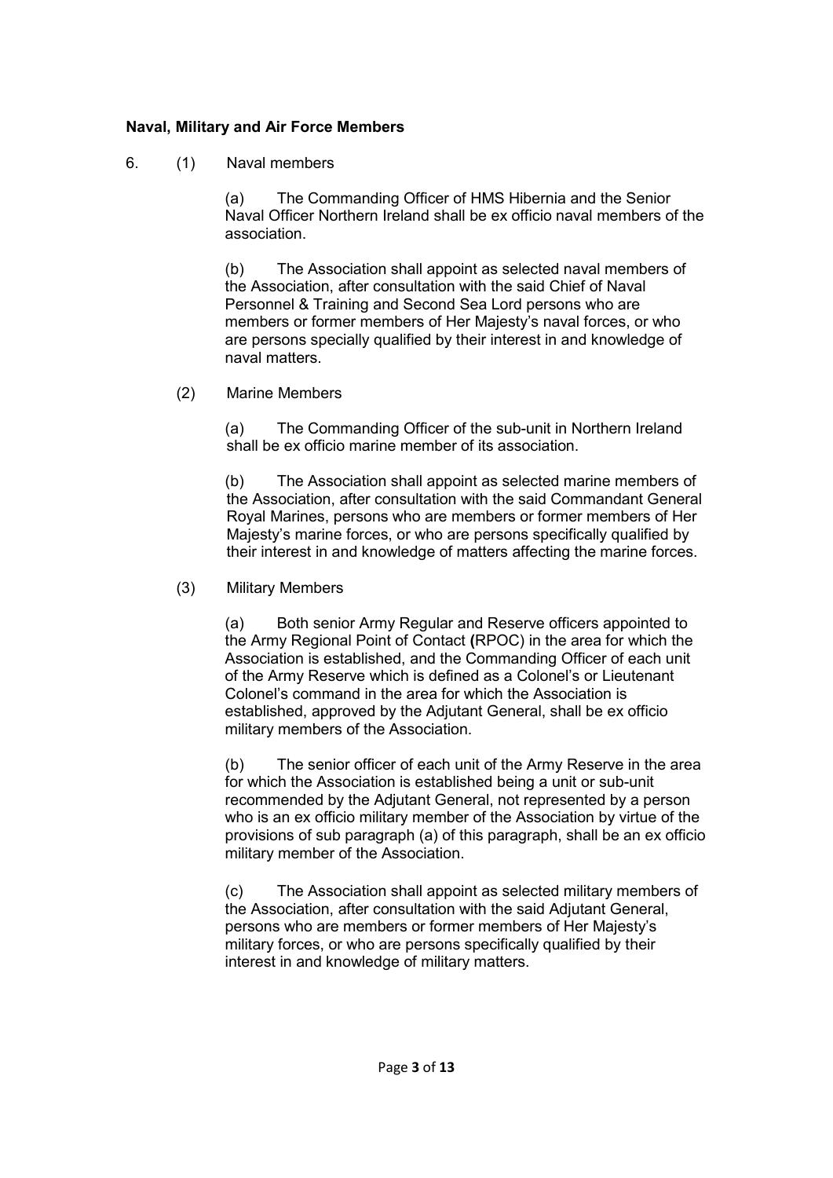**Naval, Military and Air Force Members**

6. (1) Naval members

(a) The Commanding Officer of HMS Hibernia and the Senior Naval Officer Northern Ireland shall be ex officio naval members of the association.

(b) The Association shall appoint as selected naval members of the Association, after consultation with the said Chief of Naval Personnel & Training and Second Sea Lord persons who are members or former members of Her Majesty's naval forces, or who are persons specially qualified by their interest in and knowledge of naval matters.

(2) Marine Members

(a) The Commanding Officer of the sub-unit in Northern Ireland shall be ex officio marine member of its association.

(b) The Association shall appoint as selected marine members of the Association, after consultation with the said Commandant General Royal Marines, persons who are members or former members of Her Majesty's marine forces, or who are persons specifically qualified by their interest in and knowledge of matters affecting the marine forces.

(3) Military Members

(a) Both senior Army Regular and Reserve officers appointed to the Army Regional Point of Contact **(**RPOC) in the area for which the Association is established, and the Commanding Officer of each unit of the Army Reserve which is defined as a Colonel's or Lieutenant Colonel's command in the area for which the Association is established, approved by the Adjutant General, shall be ex officio military members of the Association.

(b) The senior officer of each unit of the Army Reserve in the area for which the Association is established being a unit or sub-unit recommended by the Adjutant General, not represented by a person who is an ex officio military member of the Association by virtue of the provisions of sub paragraph (a) of this paragraph, shall be an ex officio military member of the Association.

(c) The Association shall appoint as selected military members of the Association, after consultation with the said Adjutant General, persons who are members or former members of Her Majesty's military forces, or who are persons specifically qualified by their interest in and knowledge of military matters.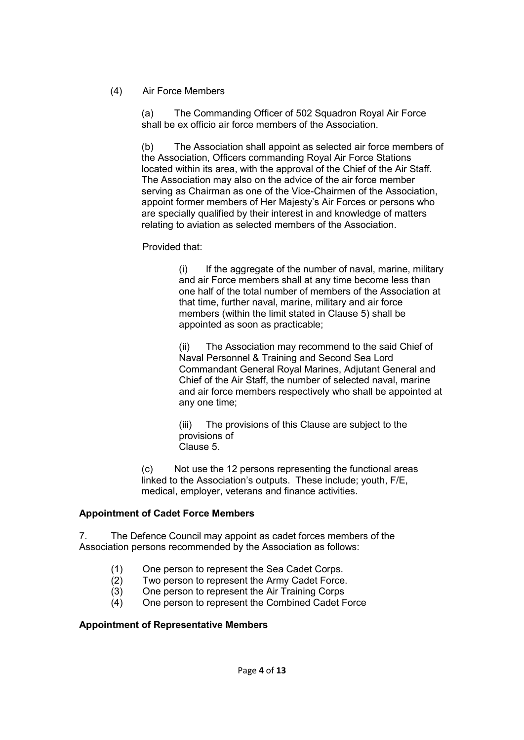(4) Air Force Members

(a) The Commanding Officer of 502 Squadron Royal Air Force shall be ex officio air force members of the Association.

(b) The Association shall appoint as selected air force members of the Association, Officers commanding Royal Air Force Stations located within its area, with the approval of the Chief of the Air Staff. The Association may also on the advice of the air force member serving as Chairman as one of the Vice-Chairmen of the Association, appoint former members of Her Majesty's Air Forces or persons who are specially qualified by their interest in and knowledge of matters relating to aviation as selected members of the Association.

Provided that:

(i) If the aggregate of the number of naval, marine, military and air Force members shall at any time become less than one half of the total number of members of the Association at that time, further naval, marine, military and air force members (within the limit stated in Clause 5) shall be appointed as soon as practicable;

(ii) The Association may recommend to the said Chief of Naval Personnel & Training and Second Sea Lord Commandant General Royal Marines, Adjutant General and Chief of the Air Staff, the number of selected naval, marine and air force members respectively who shall be appointed at any one time;

(iii) The provisions of this Clause are subject to the provisions of Clause 5.

(c) Not use the 12 persons representing the functional areas linked to the Association's outputs. These include; youth, F/E, medical, employer, veterans and finance activities.

**Appointment of Cadet Force Members**

7. The Defence Council may appoint as cadet forces members of the Association persons recommended by the Association as follows:

(1) One person to represent the Sea Cadet Corps.
(2) Two person to represent the Army Cadet Force.
(3) One person to represent the Air Training Corps
(4) One person to represent the Combined Cadet Force

**Appointment of Representative Members**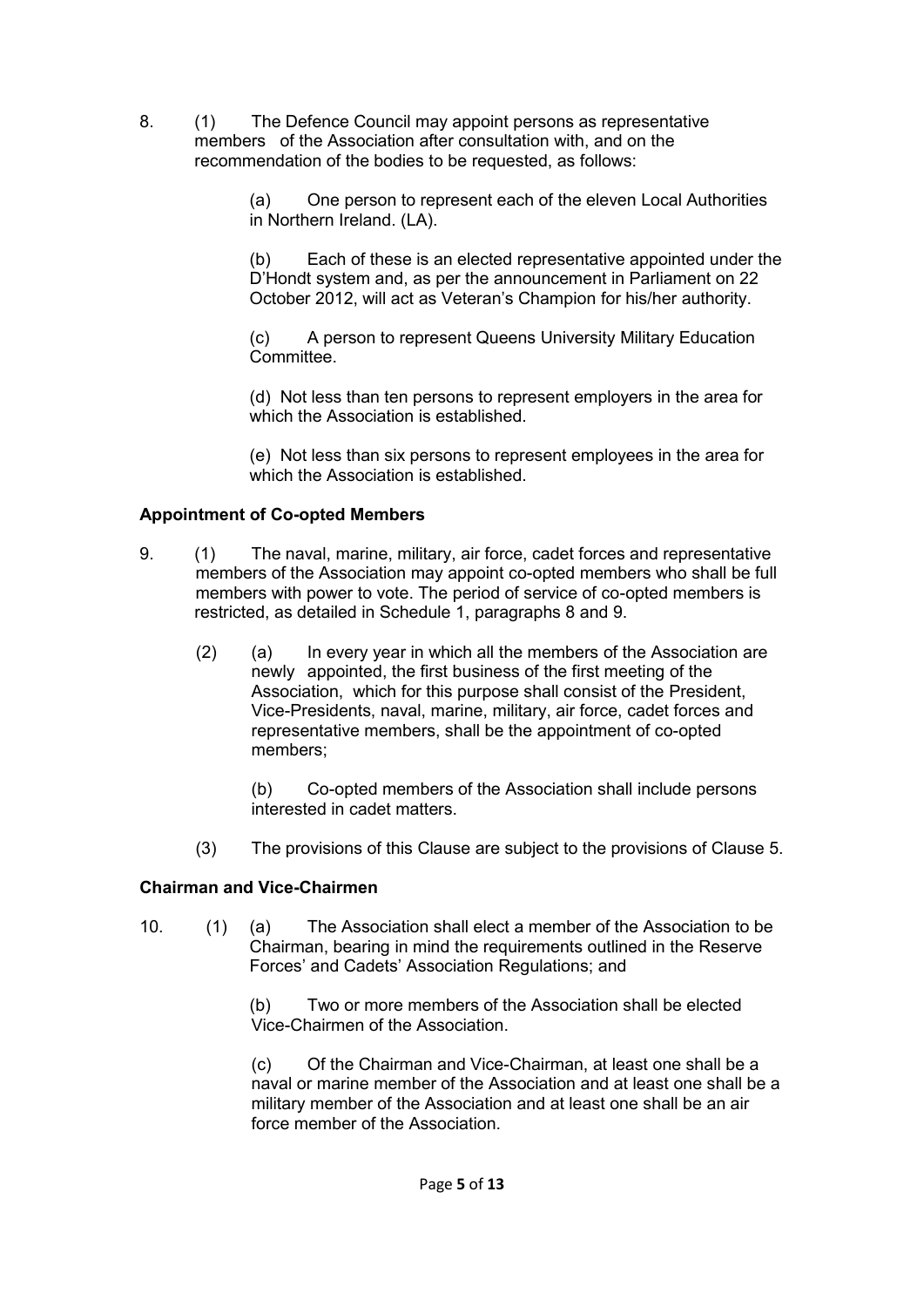8. (1) The Defence Council may appoint persons as representative members of the Association after consultation with, and on the recommendation of the bodies to be requested, as follows:

   (a) One person to represent each of the eleven Local Authorities in Northern Ireland. (LA).

   (b) Each of these is an elected representative appointed under the D'Hondt system and, as per the announcement in Parliament on 22 October 2012, will act as Veteran's Champion for his/her authority.

   (c) A person to represent Queens University Military Education Committee.

   (d) Not less than ten persons to represent employers in the area for which the Association is established.

   (e) Not less than six persons to represent employees in the area for which the Association is established.

**Appointment of Co-opted Members**

9. (1) The naval, marine, military, air force, cadet forces and representative members of the Association may appoint co-opted members who shall be full members with power to vote. The period of service of co-opted members is restricted, as detailed in Schedule 1, paragraphs 8 and 9.

   (2) (a) In every year in which all the members of the Association are newly appointed, the first business of the first meeting of the Association, which for this purpose shall consist of the President, Vice-Presidents, naval, marine, military, air force, cadet forces and representative members, shall be the appointment of co-opted members;

   (b) Co-opted members of the Association shall include persons interested in cadet matters.

   (3) The provisions of this Clause are subject to the provisions of Clause 5.

**Chairman and Vice-Chairmen**

10. (1) (a) The Association shall elect a member of the Association to be Chairman, bearing in mind the requirements outlined in the Reserve Forces' and Cadets' Association Regulations; and

   (b) Two or more members of the Association shall be elected Vice-Chairmen of the Association.

   (c) Of the Chairman and Vice-Chairman, at least one shall be a naval or marine member of the Association and at least one shall be a military member of the Association and at least one shall be an air force member of the Association.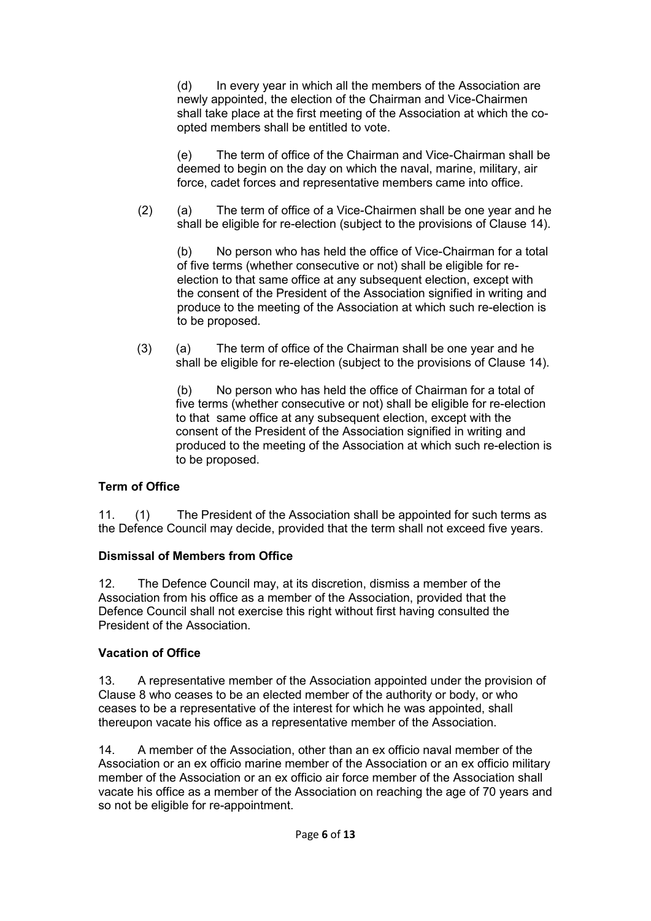(d) In every year in which all the members of the Association are newly appointed, the election of the Chairman and Vice-Chairmen shall take place at the first meeting of the Association at which the co-opted members shall be entitled to vote.

(e) The term of office of the Chairman and Vice-Chairman shall be deemed to begin on the day on which the naval, marine, military, air force, cadet forces and representative members came into office.

(2) (a) The term of office of a Vice-Chairmen shall be one year and he shall be eligible for re-election (subject to the provisions of Clause 14).

(b) No person who has held the office of Vice-Chairman for a total of five terms (whether consecutive or not) shall be eligible for re-election to that same office at any subsequent election, except with the consent of the President of the Association signified in writing and produce to the meeting of the Association at which such re-election is to be proposed.

(3) (a) The term of office of the Chairman shall be one year and he shall be eligible for re-election (subject to the provisions of Clause 14).

(b) No person who has held the office of Chairman for a total of five terms (whether consecutive or not) shall be eligible for re-election to that same office at any subsequent election, except with the consent of the President of the Association signified in writing and produced to the meeting of the Association at which such re-election is to be proposed.

**Term of Office**

11. (1) The President of the Association shall be appointed for such terms as the Defence Council may decide, provided that the term shall not exceed five years.

**Dismissal of Members from Office**

12. The Defence Council may, at its discretion, dismiss a member of the Association from his office as a member of the Association, provided that the Defence Council shall not exercise this right without first having consulted the President of the Association.

**Vacation of Office**

13. A representative member of the Association appointed under the provision of Clause 8 who ceases to be an elected member of the authority or body, or who ceases to be a representative of the interest for which he was appointed, shall thereupon vacate his office as a representative member of the Association.

14. A member of the Association, other than an ex officio naval member of the Association or an ex officio marine member of the Association or an ex officio military member of the Association or an ex officio air force member of the Association shall vacate his office as a member of the Association on reaching the age of 70 years and so not be eligible for re-appointment.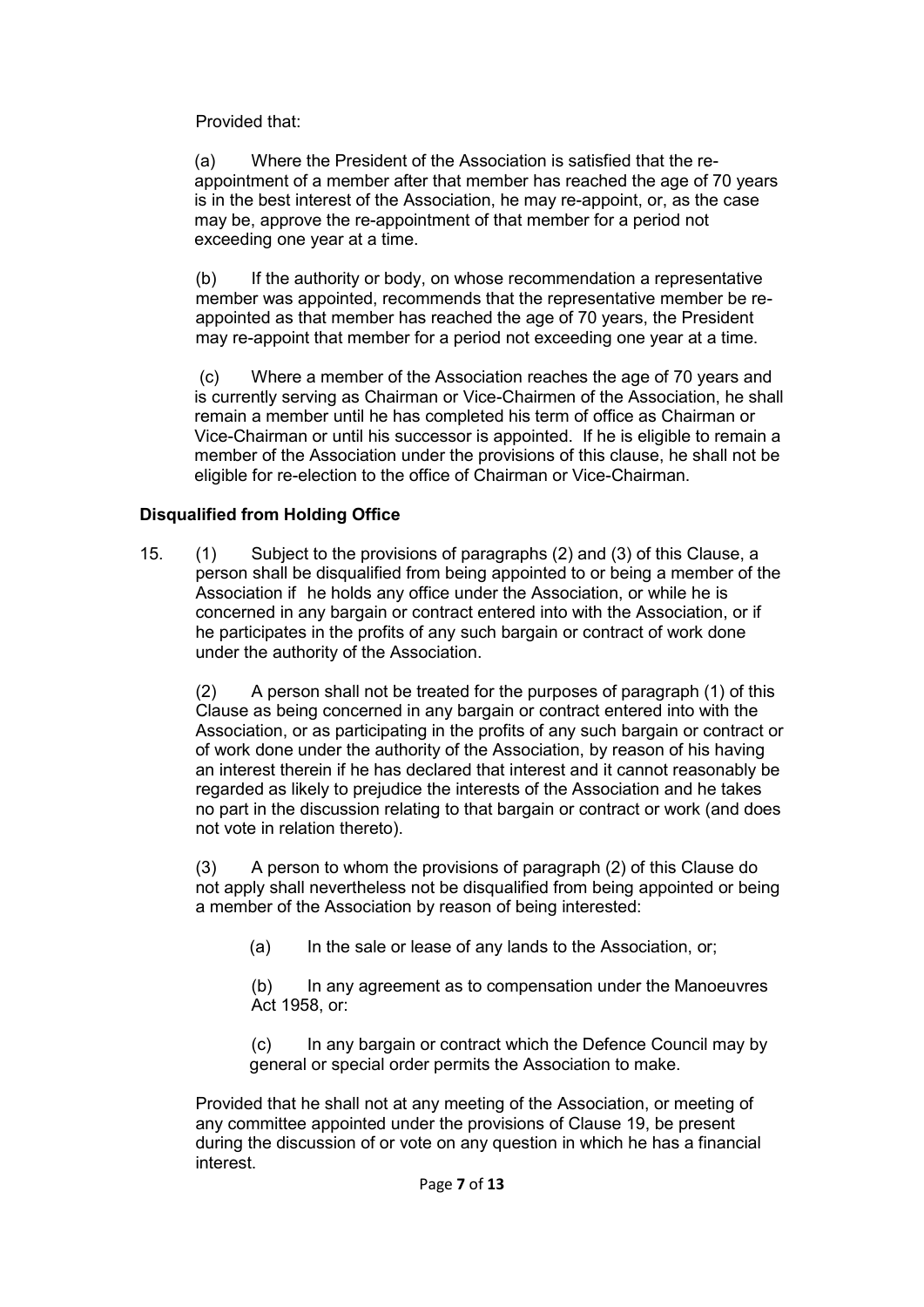Provided that:

(a) Where the President of the Association is satisfied that the re-appointment of a member after that member has reached the age of 70 years is in the best interest of the Association, he may re-appoint, or, as the case may be, approve the re-appointment of that member for a period not exceeding one year at a time.

(b) If the authority or body, on whose recommendation a representative member was appointed, recommends that the representative member be re-appointed as that member has reached the age of 70 years, the President may re-appoint that member for a period not exceeding one year at a time.

(c) Where a member of the Association reaches the age of 70 years and is currently serving as Chairman or Vice-Chairmen of the Association, he shall remain a member until he has completed his term of office as Chairman or Vice-Chairman or until his successor is appointed. If he is eligible to remain a member of the Association under the provisions of this clause, he shall not be eligible for re-election to the office of Chairman or Vice-Chairman.

**Disqualified from Holding Office**

15. (1) Subject to the provisions of paragraphs (2) and (3) of this Clause, a person shall be disqualified from being appointed to or being a member of the Association if he holds any office under the Association, or while he is concerned in any bargain or contract entered into with the Association, or if he participates in the profits of any such bargain or contract of work done under the authority of the Association.

(2) A person shall not be treated for the purposes of paragraph (1) of this Clause as being concerned in any bargain or contract entered into with the Association, or as participating in the profits of any such bargain or contract or of work done under the authority of the Association, by reason of his having an interest therein if he has declared that interest and it cannot reasonably be regarded as likely to prejudice the interests of the Association and he takes no part in the discussion relating to that bargain or contract or work (and does not vote in relation thereto).

(3) A person to whom the provisions of paragraph (2) of this Clause do not apply shall nevertheless not be disqualified from being appointed or being a member of the Association by reason of being interested:

(a) In the sale or lease of any lands to the Association, or;

(b) In any agreement as to compensation under the Manoeuvres Act 1958, or:

(c) In any bargain or contract which the Defence Council may by general or special order permits the Association to make.

Provided that he shall not at any meeting of the Association, or meeting of any committee appointed under the provisions of Clause 19, be present during the discussion of or vote on any question in which he has a financial interest.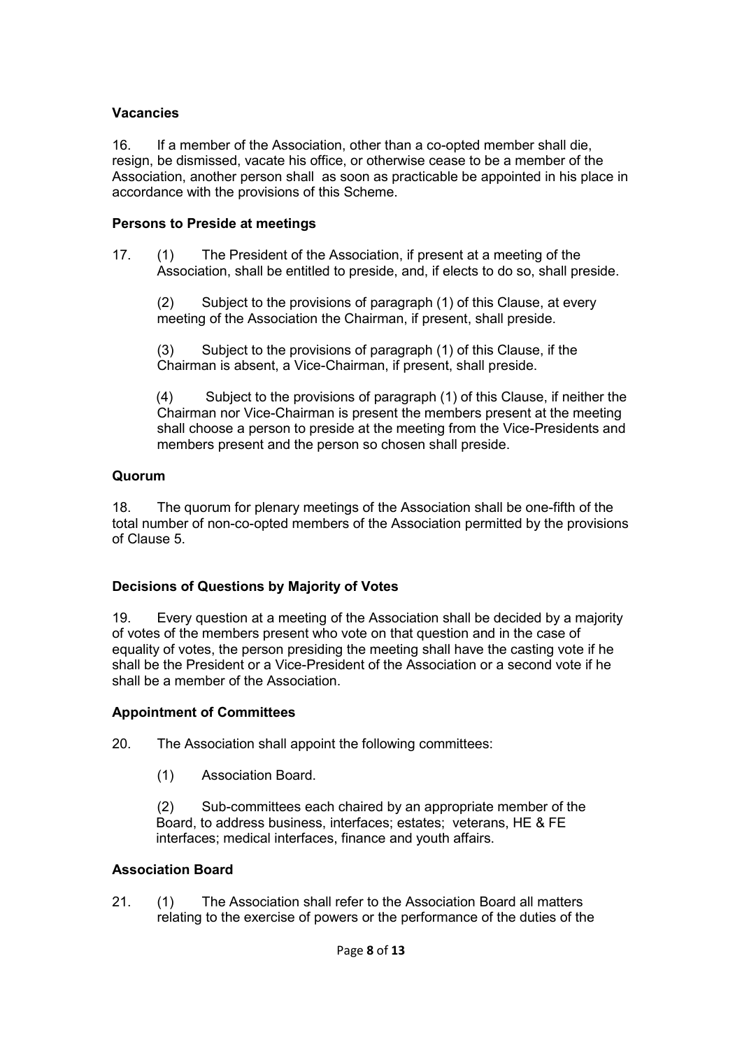**Vacancies**

16. If a member of the Association, other than a co-opted member shall die, resign, be dismissed, vacate his office, or otherwise cease to be a member of the Association, another person shall as soon as practicable be appointed in his place in accordance with the provisions of this Scheme.

**Persons to Preside at meetings**

17. (1) The President of the Association, if present at a meeting of the Association, shall be entitled to preside, and, if elects to do so, shall preside.

(2) Subject to the provisions of paragraph (1) of this Clause, at every meeting of the Association the Chairman, if present, shall preside.

(3) Subject to the provisions of paragraph (1) of this Clause, if the Chairman is absent, a Vice-Chairman, if present, shall preside.

(4) Subject to the provisions of paragraph (1) of this Clause, if neither the Chairman nor Vice-Chairman is present the members present at the meeting shall choose a person to preside at the meeting from the Vice-Presidents and members present and the person so chosen shall preside.

**Quorum**

18. The quorum for plenary meetings of the Association shall be one-fifth of the total number of non-co-opted members of the Association permitted by the provisions of Clause 5.

**Decisions of Questions by Majority of Votes**

19. Every question at a meeting of the Association shall be decided by a majority of votes of the members present who vote on that question and in the case of equality of votes, the person presiding the meeting shall have the casting vote if he shall be the President or a Vice-President of the Association or a second vote if he shall be a member of the Association.

**Appointment of Committees**

20. The Association shall appoint the following committees:

(1) Association Board.

(2) Sub-committees each chaired by an appropriate member of the Board, to address business, interfaces; estates; veterans, HE & FE interfaces; medical interfaces, finance and youth affairs.

**Association Board**

21. (1) The Association shall refer to the Association Board all matters relating to the exercise of powers or the performance of the duties of the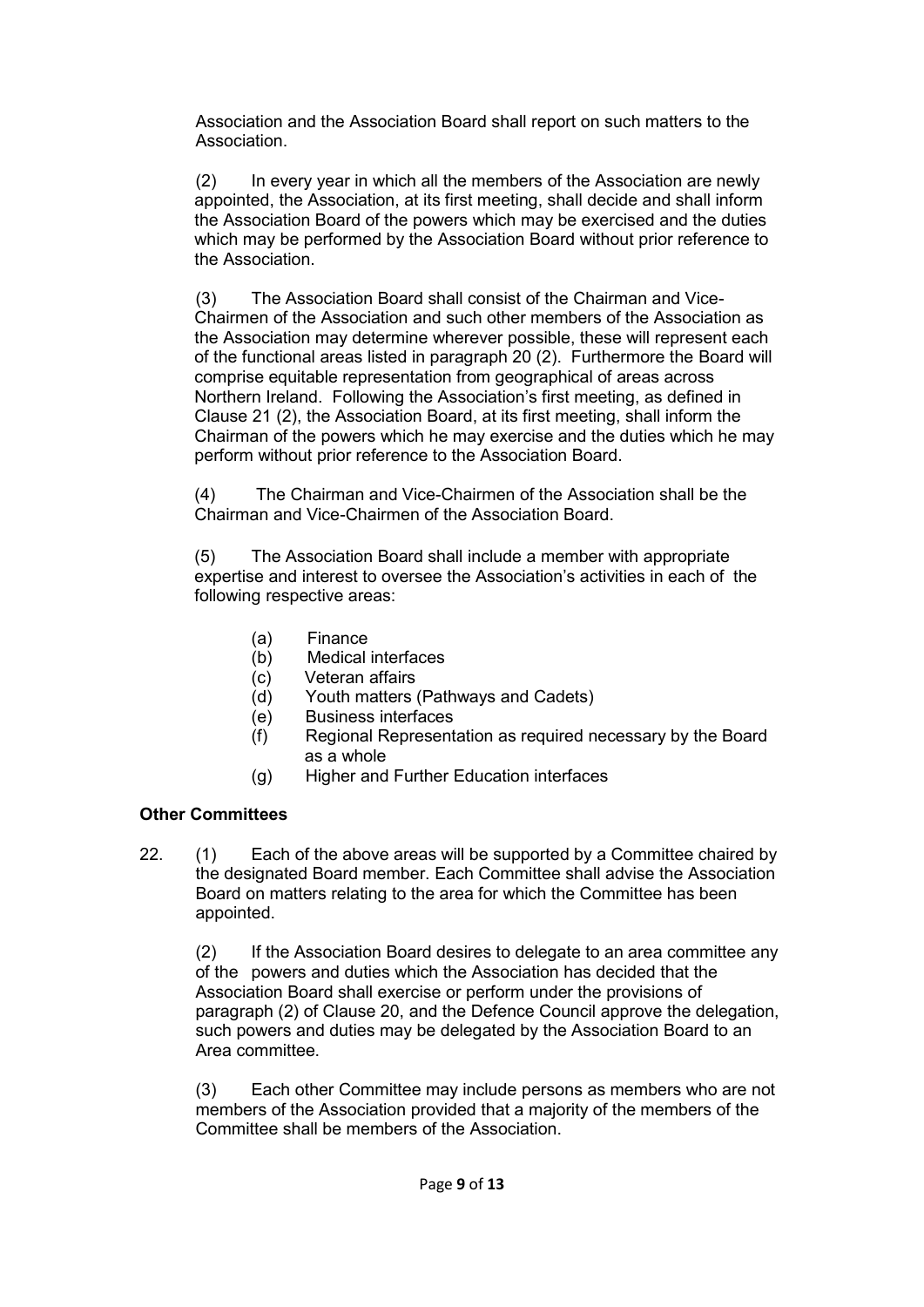Association and the Association Board shall report on such matters to the Association.

(2) In every year in which all the members of the Association are newly appointed, the Association, at its first meeting, shall decide and shall inform the Association Board of the powers which may be exercised and the duties which may be performed by the Association Board without prior reference to the Association.

(3) The Association Board shall consist of the Chairman and Vice-Chairmen of the Association and such other members of the Association as the Association may determine wherever possible, these will represent each of the functional areas listed in paragraph 20 (2). Furthermore the Board will comprise equitable representation from geographical of areas across Northern Ireland. Following the Association's first meeting, as defined in Clause 21 (2), the Association Board, at its first meeting, shall inform the Chairman of the powers which he may exercise and the duties which he may perform without prior reference to the Association Board.

(4) The Chairman and Vice-Chairmen of the Association shall be the Chairman and Vice-Chairmen of the Association Board.

(5) The Association Board shall include a member with appropriate expertise and interest to oversee the Association's activities in each of the following respective areas:

- (a) Finance
- (b) Medical interfaces
- (c) Veteran affairs
- (d) Youth matters (Pathways and Cadets)
- (e) Business interfaces
- (f) Regional Representation as required necessary by the Board as a whole
- (g) Higher and Further Education interfaces

**Other Committees**

22. (1) Each of the above areas will be supported by a Committee chaired by the designated Board member. Each Committee shall advise the Association Board on matters relating to the area for which the Committee has been appointed.

(2) If the Association Board desires to delegate to an area committee any of the powers and duties which the Association has decided that the Association Board shall exercise or perform under the provisions of paragraph (2) of Clause 20, and the Defence Council approve the delegation, such powers and duties may be delegated by the Association Board to an Area committee.

(3) Each other Committee may include persons as members who are not members of the Association provided that a majority of the members of the Committee shall be members of the Association.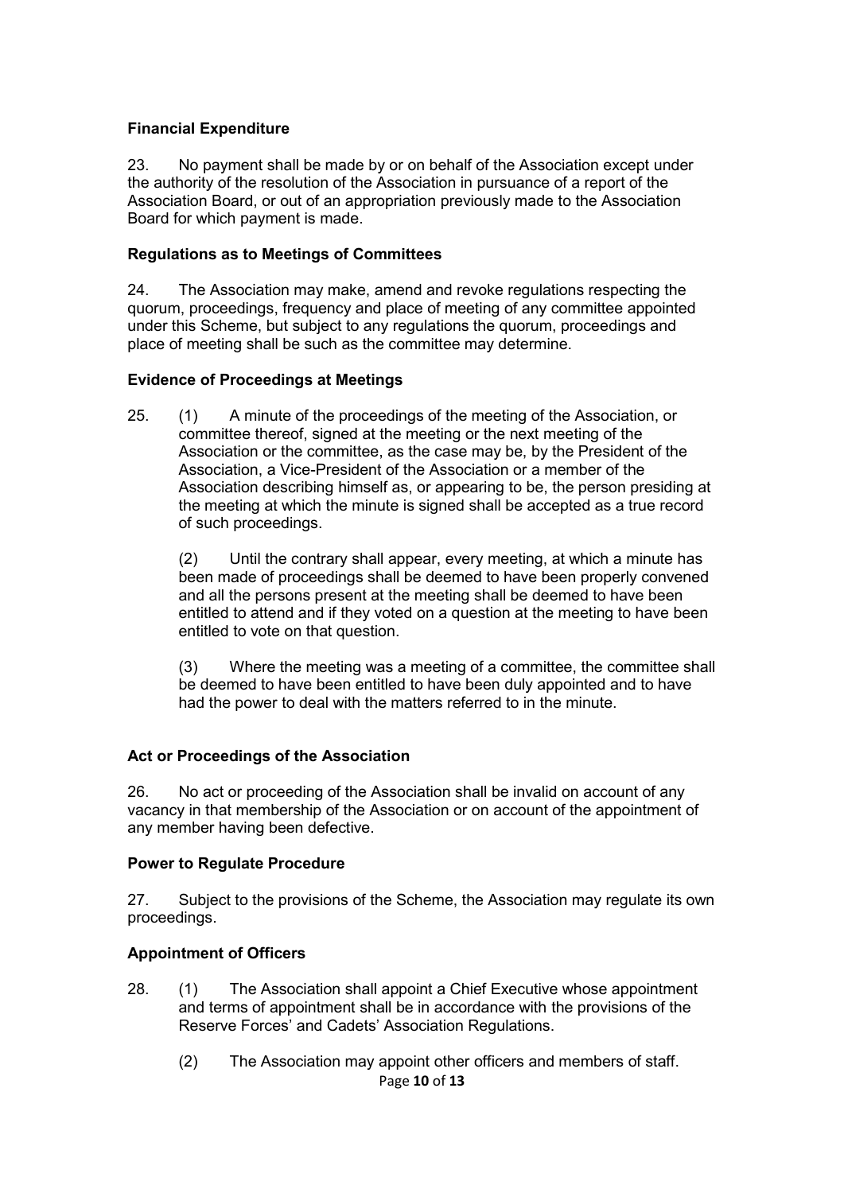**Financial Expenditure**

23. No payment shall be made by or on behalf of the Association except under the authority of the resolution of the Association in pursuance of a report of the Association Board, or out of an appropriation previously made to the Association Board for which payment is made.

**Regulations as to Meetings of Committees**

24. The Association may make, amend and revoke regulations respecting the quorum, proceedings, frequency and place of meeting of any committee appointed under this Scheme, but subject to any regulations the quorum, proceedings and place of meeting shall be such as the committee may determine.

**Evidence of Proceedings at Meetings**

25. (1) A minute of the proceedings of the meeting of the Association, or committee thereof, signed at the meeting or the next meeting of the Association or the committee, as the case may be, by the President of the Association, a Vice-President of the Association or a member of the Association describing himself as, or appearing to be, the person presiding at the meeting at which the minute is signed shall be accepted as a true record of such proceedings.

(2) Until the contrary shall appear, every meeting, at which a minute has been made of proceedings shall be deemed to have been properly convened and all the persons present at the meeting shall be deemed to have been entitled to attend and if they voted on a question at the meeting to have been entitled to vote on that question.

(3) Where the meeting was a meeting of a committee, the committee shall be deemed to have been entitled to have been duly appointed and to have had the power to deal with the matters referred to in the minute.

**Act or Proceedings of the Association**

26. No act or proceeding of the Association shall be invalid on account of any vacancy in that membership of the Association or on account of the appointment of any member having been defective.

**Power to Regulate Procedure**

27. Subject to the provisions of the Scheme, the Association may regulate its own proceedings.

**Appointment of Officers**

28. (1) The Association shall appoint a Chief Executive whose appointment and terms of appointment shall be in accordance with the provisions of the Reserve Forces' and Cadets' Association Regulations.

(2) The Association may appoint other officers and members of staff.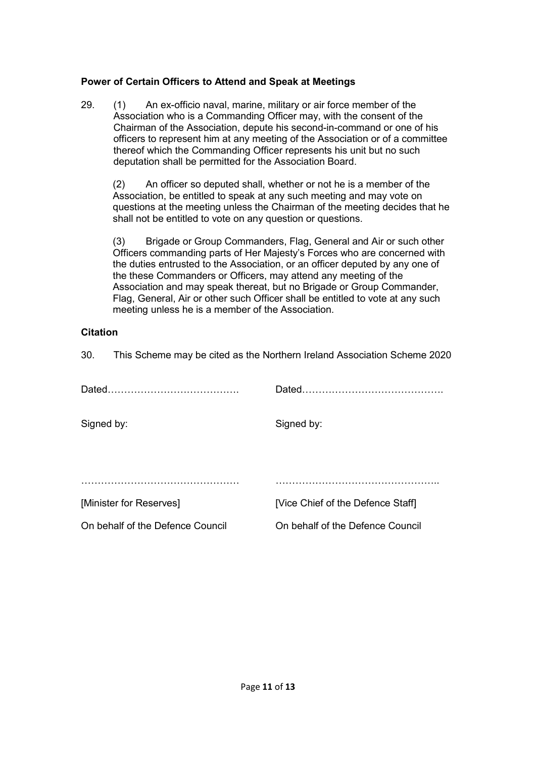**Power of Certain Officers to Attend and Speak at Meetings**

29. (1) An ex-officio naval, marine, military or air force member of the Association who is a Commanding Officer may, with the consent of the Chairman of the Association, depute his second-in-command or one of his officers to represent him at any meeting of the Association or of a committee thereof which the Commanding Officer represents his unit but no such deputation shall be permitted for the Association Board.

(2) An officer so deputed shall, whether or not he is a member of the Association, be entitled to speak at any such meeting and may vote on questions at the meeting unless the Chairman of the meeting decides that he shall not be entitled to vote on any question or questions.

(3) Brigade or Group Commanders, Flag, General and Air or such other Officers commanding parts of Her Majesty's Forces who are concerned with the duties entrusted to the Association, or an officer deputed by any one of the these Commanders or Officers, may attend any meeting of the Association and may speak thereat, but no Brigade or Group Commander, Flag, General, Air or other such Officer shall be entitled to vote at any such meeting unless he is a member of the Association.

**Citation**

30. This Scheme may be cited as the Northern Ireland Association Scheme 2020

Dated………………………………… Dated…………………………………….

Signed by: Signed by:

………………………………………… …………………………………………..

[Minister for Reserves] [Vice Chief of the Defence Staff]

On behalf of the Defence Council On behalf of the Defence Council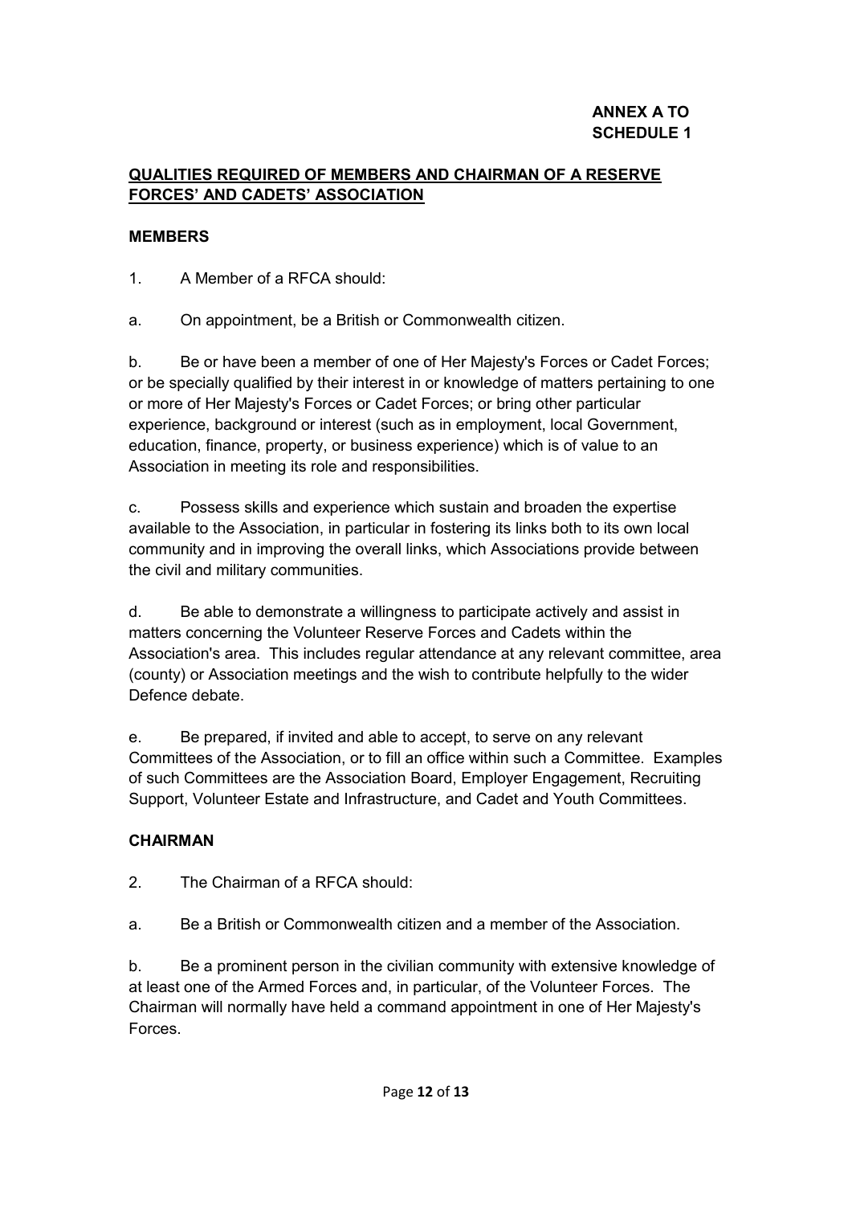**ANNEX A TO SCHEDULE 1**

## QUALITIES REQUIRED OF MEMBERS AND CHAIRMAN OF A RESERVE FORCES' AND CADETS' ASSOCIATION

### MEMBERS

1. A Member of a RFCA should:

a. On appointment, be a British or Commonwealth citizen.

b. Be or have been a member of one of Her Majesty's Forces or Cadet Forces; or be specially qualified by their interest in or knowledge of matters pertaining to one or more of Her Majesty's Forces or Cadet Forces; or bring other particular experience, background or interest (such as in employment, local Government, education, finance, property, or business experience) which is of value to an Association in meeting its role and responsibilities.

c. Possess skills and experience which sustain and broaden the expertise available to the Association, in particular in fostering its links both to its own local community and in improving the overall links, which Associations provide between the civil and military communities.

d. Be able to demonstrate a willingness to participate actively and assist in matters concerning the Volunteer Reserve Forces and Cadets within the Association's area. This includes regular attendance at any relevant committee, area (county) or Association meetings and the wish to contribute helpfully to the wider Defence debate.

e. Be prepared, if invited and able to accept, to serve on any relevant Committees of the Association, or to fill an office within such a Committee. Examples of such Committees are the Association Board, Employer Engagement, Recruiting Support, Volunteer Estate and Infrastructure, and Cadet and Youth Committees.

### CHAIRMAN

2. The Chairman of a RFCA should:

a. Be a British or Commonwealth citizen and a member of the Association.

b. Be a prominent person in the civilian community with extensive knowledge of at least one of the Armed Forces and, in particular, of the Volunteer Forces. The Chairman will normally have held a command appointment in one of Her Majesty's Forces.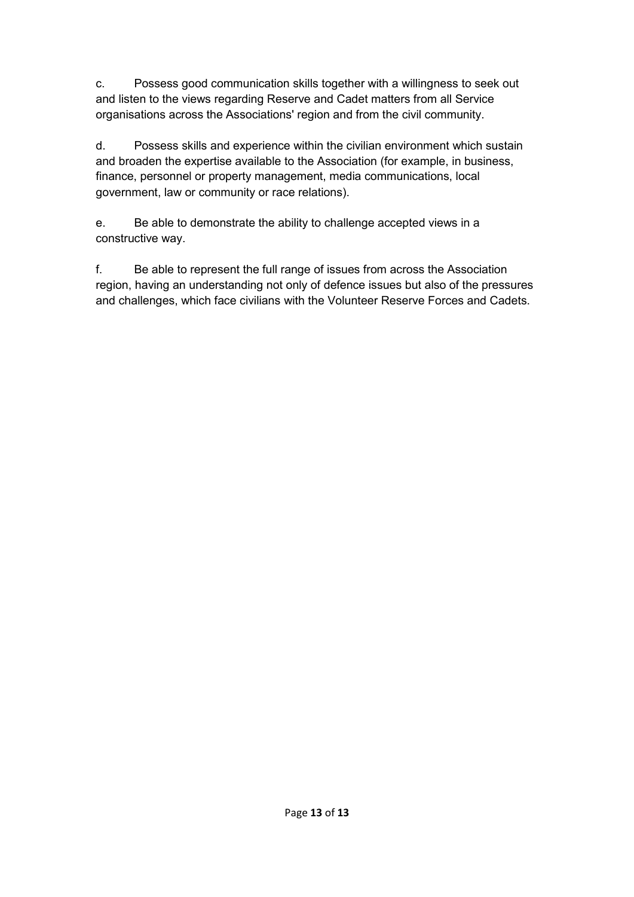c. Possess good communication skills together with a willingness to seek out and listen to the views regarding Reserve and Cadet matters from all Service organisations across the Associations' region and from the civil community.

d. Possess skills and experience within the civilian environment which sustain and broaden the expertise available to the Association (for example, in business, finance, personnel or property management, media communications, local government, law or community or race relations).

e. Be able to demonstrate the ability to challenge accepted views in a constructive way.

f. Be able to represent the full range of issues from across the Association region, having an understanding not only of defence issues but also of the pressures and challenges, which face civilians with the Volunteer Reserve Forces and Cadets.